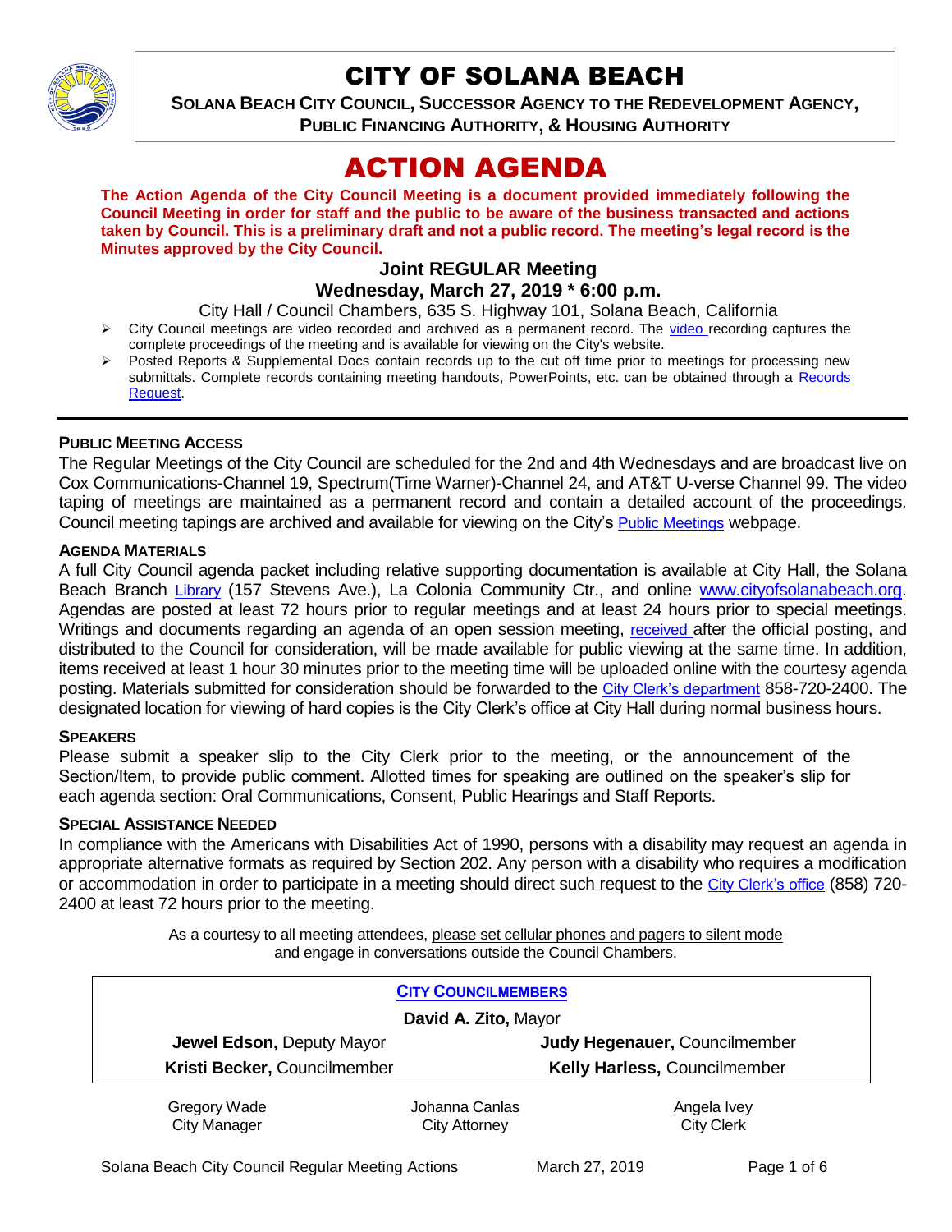# CITY OF SOLANA BEACH

**SOLANA BEACH CITY COUNCIL, SUCCESSOR AGENCY TO THE REDEVELOPMENT AGENCY, PUBLIC FINANCING AUTHORITY, & HOUSING AUTHORITY**

# ACTION AGENDA

**The Action Agenda of the City Council Meeting is a document provided immediately following the Council Meeting in order for staff and the public to be aware of the business transacted and actions taken by Council. This is a preliminary draft and not a public record. The meeting's legal record is the Minutes approved by the City Council.**

### Joint REGULAR Meeting
### Wednesday, March 27, 2019 * 6:00 p.m.

City Hall / Council Chambers, 635 S. Highway 101, Solana Beach, California

- City Council meetings are video recorded and archived as a permanent record. The video recording captures the complete proceedings of the meeting and is available for viewing on the City's website.
- Posted Reports & Supplemental Docs contain records up to the cut off time prior to meetings for processing new submittals. Complete records containing meeting handouts, PowerPoints, etc. can be obtained through a Records Request.

---

**PUBLIC MEETING ACCESS**

The Regular Meetings of the City Council are scheduled for the 2nd and 4th Wednesdays and are broadcast live on Cox Communications-Channel 19, Spectrum(Time Warner)-Channel 24, and AT&T U-verse Channel 99. The video taping of meetings are maintained as a permanent record and contain a detailed account of the proceedings. Council meeting tapings are archived and available for viewing on the City's Public Meetings webpage.

**AGENDA MATERIALS**

A full City Council agenda packet including relative supporting documentation is available at City Hall, the Solana Beach Branch Library (157 Stevens Ave.), La Colonia Community Ctr., and online www.cityofsolanabeach.org. Agendas are posted at least 72 hours prior to regular meetings and at least 24 hours prior to special meetings. Writings and documents regarding an agenda of an open session meeting, received after the official posting, and distributed to the Council for consideration, will be made available for public viewing at the same time. In addition, items received at least 1 hour 30 minutes prior to the meeting time will be uploaded online with the courtesy agenda posting. Materials submitted for consideration should be forwarded to the City Clerk's department 858-720-2400. The designated location for viewing of hard copies is the City Clerk's office at City Hall during normal business hours.

**SPEAKERS**

Please submit a speaker slip to the City Clerk prior to the meeting, or the announcement of the Section/Item, to provide public comment. Allotted times for speaking are outlined on the speaker's slip for each agenda section: Oral Communications, Consent, Public Hearings and Staff Reports.

**SPECIAL ASSISTANCE NEEDED**

In compliance with the Americans with Disabilities Act of 1990, persons with a disability may request an agenda in appropriate alternative formats as required by Section 202. Any person with a disability who requires a modification or accommodation in order to participate in a meeting should direct such request to the City Clerk's office (858) 720-2400 at least 72 hours prior to the meeting.

As a courtesy to all meeting attendees, please set cellular phones and pagers to silent mode and engage in conversations outside the Council Chambers.

**CITY COUNCILMEMBERS**

**David A. Zito,** Mayor

| | |
|---|---|
| **Jewel Edson,** Deputy Mayor | **Judy Hegenauer,** Councilmember |
| **Kristi Becker,** Councilmember | **Kelly Harless,** Councilmember |

| | | |
|---|---|---|
| Gregory Wade<br>City Manager | Johanna Canlas<br>City Attorney | Angela Ivey<br>City Clerk |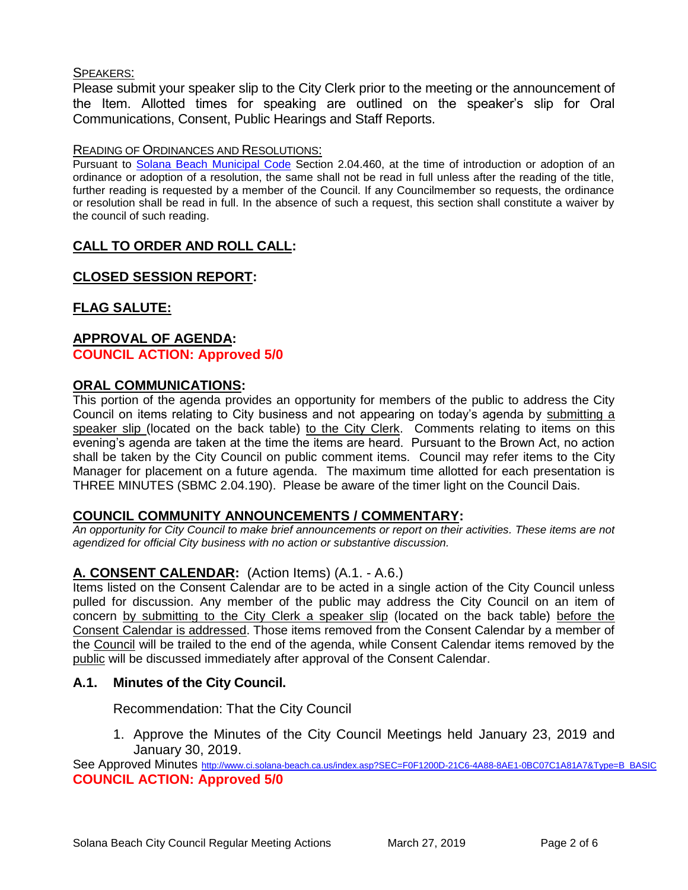SPEAKERS:

Please submit your speaker slip to the City Clerk prior to the meeting or the announcement of the Item. Allotted times for speaking are outlined on the speaker's slip for Oral Communications, Consent, Public Hearings and Staff Reports.

READING OF ORDINANCES AND RESOLUTIONS:

Pursuant to Solana Beach Municipal Code Section 2.04.460, at the time of introduction or adoption of an ordinance or adoption of a resolution, the same shall not be read in full unless after the reading of the title, further reading is requested by a member of the Council. If any Councilmember so requests, the ordinance or resolution shall be read in full. In the absence of such a request, this section shall constitute a waiver by the council of such reading.

## CALL TO ORDER AND ROLL CALL:

## CLOSED SESSION REPORT:

## FLAG SALUTE:

## APPROVAL OF AGENDA:

**COUNCIL ACTION: Approved 5/0**

## ORAL COMMUNICATIONS:

This portion of the agenda provides an opportunity for members of the public to address the City Council on items relating to City business and not appearing on today's agenda by submitting a speaker slip (located on the back table) to the City Clerk. Comments relating to items on this evening's agenda are taken at the time the items are heard. Pursuant to the Brown Act, no action shall be taken by the City Council on public comment items. Council may refer items to the City Manager for placement on a future agenda. The maximum time allotted for each presentation is THREE MINUTES (SBMC 2.04.190). Please be aware of the timer light on the Council Dais.

## COUNCIL COMMUNITY ANNOUNCEMENTS / COMMENTARY:

*An opportunity for City Council to make brief announcements or report on their activities. These items are not agendized for official City business with no action or substantive discussion.*

## A. CONSENT CALENDAR: (Action Items) (A.1. - A.6.)

Items listed on the Consent Calendar are to be acted in a single action of the City Council unless pulled for discussion. Any member of the public may address the City Council on an item of concern by submitting to the City Clerk a speaker slip (located on the back table) before the Consent Calendar is addressed. Those items removed from the Consent Calendar by a member of the Council will be trailed to the end of the agenda, while Consent Calendar items removed by the public will be discussed immediately after approval of the Consent Calendar.

### A.1. Minutes of the City Council.

Recommendation: That the City Council

1. Approve the Minutes of the City Council Meetings held January 23, 2019 and January 30, 2019.

See Approved Minutes http://www.ci.solana-beach.ca.us/index.asp?SEC=F0F1200D-21C6-4A88-8AE1-0BC07C1A81A7&Type=B_BASIC

**COUNCIL ACTION: Approved 5/0**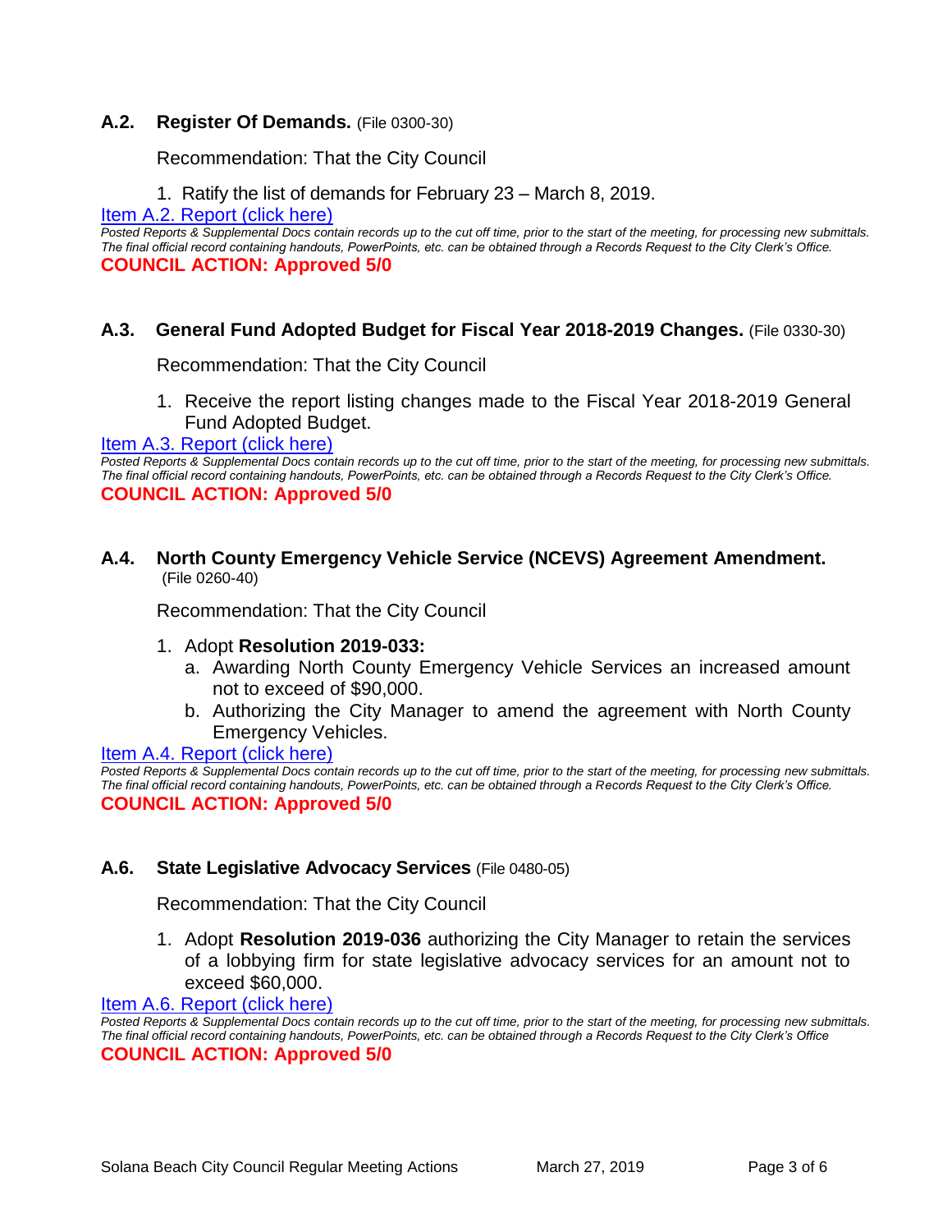### A.2. Register Of Demands. (File 0300-30)

Recommendation: That the City Council

1. Ratify the list of demands for February 23 – March 8, 2019.

Item A.2. Report (click here)

*Posted Reports & Supplemental Docs contain records up to the cut off time, prior to the start of the meeting, for processing new submittals. The final official record containing handouts, PowerPoints, etc. can be obtained through a Records Request to the City Clerk's Office.*

**COUNCIL ACTION: Approved 5/0**

### A.3. General Fund Adopted Budget for Fiscal Year 2018-2019 Changes. (File 0330-30)

Recommendation: That the City Council

1. Receive the report listing changes made to the Fiscal Year 2018-2019 General Fund Adopted Budget.

Item A.3. Report (click here)

*Posted Reports & Supplemental Docs contain records up to the cut off time, prior to the start of the meeting, for processing new submittals. The final official record containing handouts, PowerPoints, etc. can be obtained through a Records Request to the City Clerk's Office.*

**COUNCIL ACTION: Approved 5/0**

### A.4. North County Emergency Vehicle Service (NCEVS) Agreement Amendment. (File 0260-40)

Recommendation: That the City Council

1. Adopt **Resolution 2019-033:**
   a. Awarding North County Emergency Vehicle Services an increased amount not to exceed of $90,000.
   b. Authorizing the City Manager to amend the agreement with North County Emergency Vehicles.

Item A.4. Report (click here)

*Posted Reports & Supplemental Docs contain records up to the cut off time, prior to the start of the meeting, for processing new submittals. The final official record containing handouts, PowerPoints, etc. can be obtained through a Records Request to the City Clerk's Office.*

**COUNCIL ACTION: Approved 5/0**

### A.6. State Legislative Advocacy Services (File 0480-05)

Recommendation: That the City Council

1. Adopt **Resolution 2019-036** authorizing the City Manager to retain the services of a lobbying firm for state legislative advocacy services for an amount not to exceed $60,000.

Item A.6. Report (click here)

*Posted Reports & Supplemental Docs contain records up to the cut off time, prior to the start of the meeting, for processing new submittals. The final official record containing handouts, PowerPoints, etc. can be obtained through a Records Request to the City Clerk's Office*

**COUNCIL ACTION: Approved 5/0**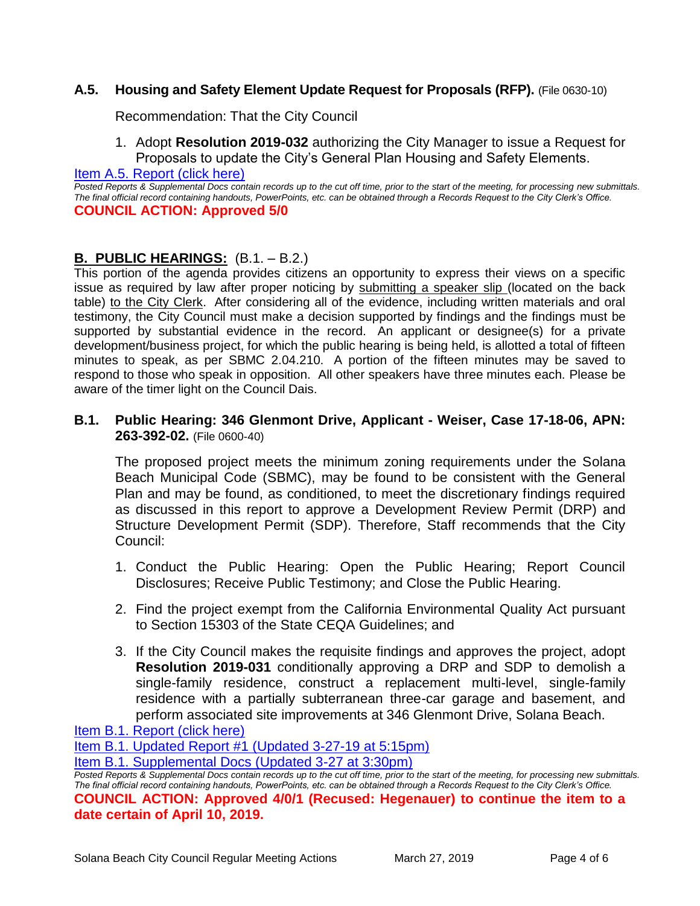### A.5. Housing and Safety Element Update Request for Proposals (RFP). (File 0630-10)

Recommendation: That the City Council

1. Adopt **Resolution 2019-032** authorizing the City Manager to issue a Request for Proposals to update the City's General Plan Housing and Safety Elements.

[Item A.5. Report (click here)]

*Posted Reports & Supplemental Docs contain records up to the cut off time, prior to the start of the meeting, for processing new submittals. The final official record containing handouts, PowerPoints, etc. can be obtained through a Records Request to the City Clerk's Office.*

**COUNCIL ACTION: Approved 5/0**

## B. PUBLIC HEARINGS: (B.1. – B.2.)

This portion of the agenda provides citizens an opportunity to express their views on a specific issue as required by law after proper noticing by submitting a speaker slip (located on the back table) to the City Clerk. After considering all of the evidence, including written materials and oral testimony, the City Council must make a decision supported by findings and the findings must be supported by substantial evidence in the record. An applicant or designee(s) for a private development/business project, for which the public hearing is being held, is allotted a total of fifteen minutes to speak, as per SBMC 2.04.210. A portion of the fifteen minutes may be saved to respond to those who speak in opposition. All other speakers have three minutes each. Please be aware of the timer light on the Council Dais.

### B.1. Public Hearing: 346 Glenmont Drive, Applicant - Weiser, Case 17-18-06, APN: 263-392-02. (File 0600-40)

The proposed project meets the minimum zoning requirements under the Solana Beach Municipal Code (SBMC), may be found to be consistent with the General Plan and may be found, as conditioned, to meet the discretionary findings required as discussed in this report to approve a Development Review Permit (DRP) and Structure Development Permit (SDP). Therefore, Staff recommends that the City Council:

1. Conduct the Public Hearing: Open the Public Hearing; Report Council Disclosures; Receive Public Testimony; and Close the Public Hearing.
2. Find the project exempt from the California Environmental Quality Act pursuant to Section 15303 of the State CEQA Guidelines; and
3. If the City Council makes the requisite findings and approves the project, adopt **Resolution 2019-031** conditionally approving a DRP and SDP to demolish a single-family residence, construct a replacement multi-level, single-family residence with a partially subterranean three-car garage and basement, and perform associated site improvements at 346 Glenmont Drive, Solana Beach.

[Item B.1. Report (click here)]

[Item B.1. Updated Report #1 (Updated 3-27-19 at 5:15pm)]

[Item B.1. Supplemental Docs (Updated 3-27 at 3:30pm)]

*Posted Reports & Supplemental Docs contain records up to the cut off time, prior to the start of the meeting, for processing new submittals. The final official record containing handouts, PowerPoints, etc. can be obtained through a Records Request to the City Clerk's Office.*

**COUNCIL ACTION: Approved 4/0/1 (Recused: Hegenauer) to continue the item to a date certain of April 10, 2019.**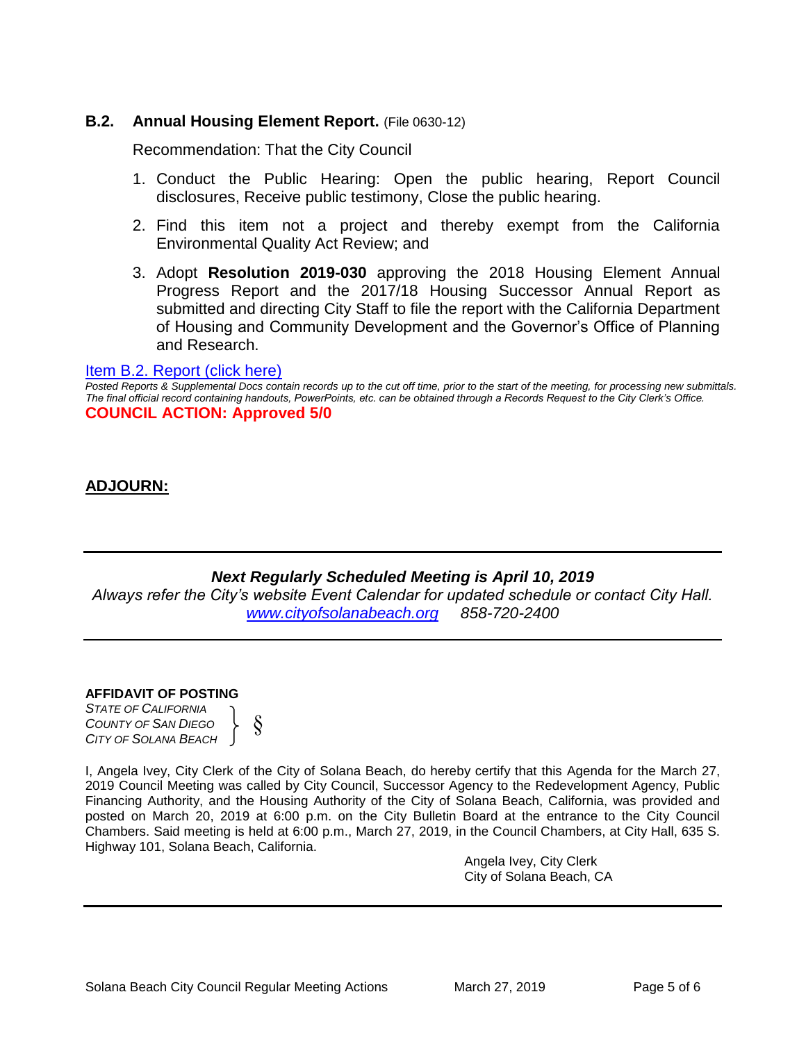### B.2. Annual Housing Element Report. (File 0630-12)

Recommendation: That the City Council

1. Conduct the Public Hearing: Open the public hearing, Report Council disclosures, Receive public testimony, Close the public hearing.
2. Find this item not a project and thereby exempt from the California Environmental Quality Act Review; and
3. Adopt **Resolution 2019-030** approving the 2018 Housing Element Annual Progress Report and the 2017/18 Housing Successor Annual Report as submitted and directing City Staff to file the report with the California Department of Housing and Community Development and the Governor's Office of Planning and Research.

Item B.2. Report (click here)

*Posted Reports & Supplemental Docs contain records up to the cut off time, prior to the start of the meeting, for processing new submittals. The final official record containing handouts, PowerPoints, etc. can be obtained through a Records Request to the City Clerk's Office.*

**COUNCIL ACTION: Approved 5/0**

**ADJOURN:**

---

***Next Regularly Scheduled Meeting is April 10, 2019***

*Always refer the City's website Event Calendar for updated schedule or contact City Hall.*
*www.cityofsolanabeach.org 858-720-2400*

---

**AFFIDAVIT OF POSTING**

*STATE OF CALIFORNIA*
*COUNTY OF SAN DIEGO* } §
*CITY OF SOLANA BEACH*

I, Angela Ivey, City Clerk of the City of Solana Beach, do hereby certify that this Agenda for the March 27, 2019 Council Meeting was called by City Council, Successor Agency to the Redevelopment Agency, Public Financing Authority, and the Housing Authority of the City of Solana Beach, California, was provided and posted on March 20, 2019 at 6:00 p.m. on the City Bulletin Board at the entrance to the City Council Chambers. Said meeting is held at 6:00 p.m., March 27, 2019, in the Council Chambers, at City Hall, 635 S. Highway 101, Solana Beach, California.

Angela Ivey, City Clerk
City of Solana Beach, CA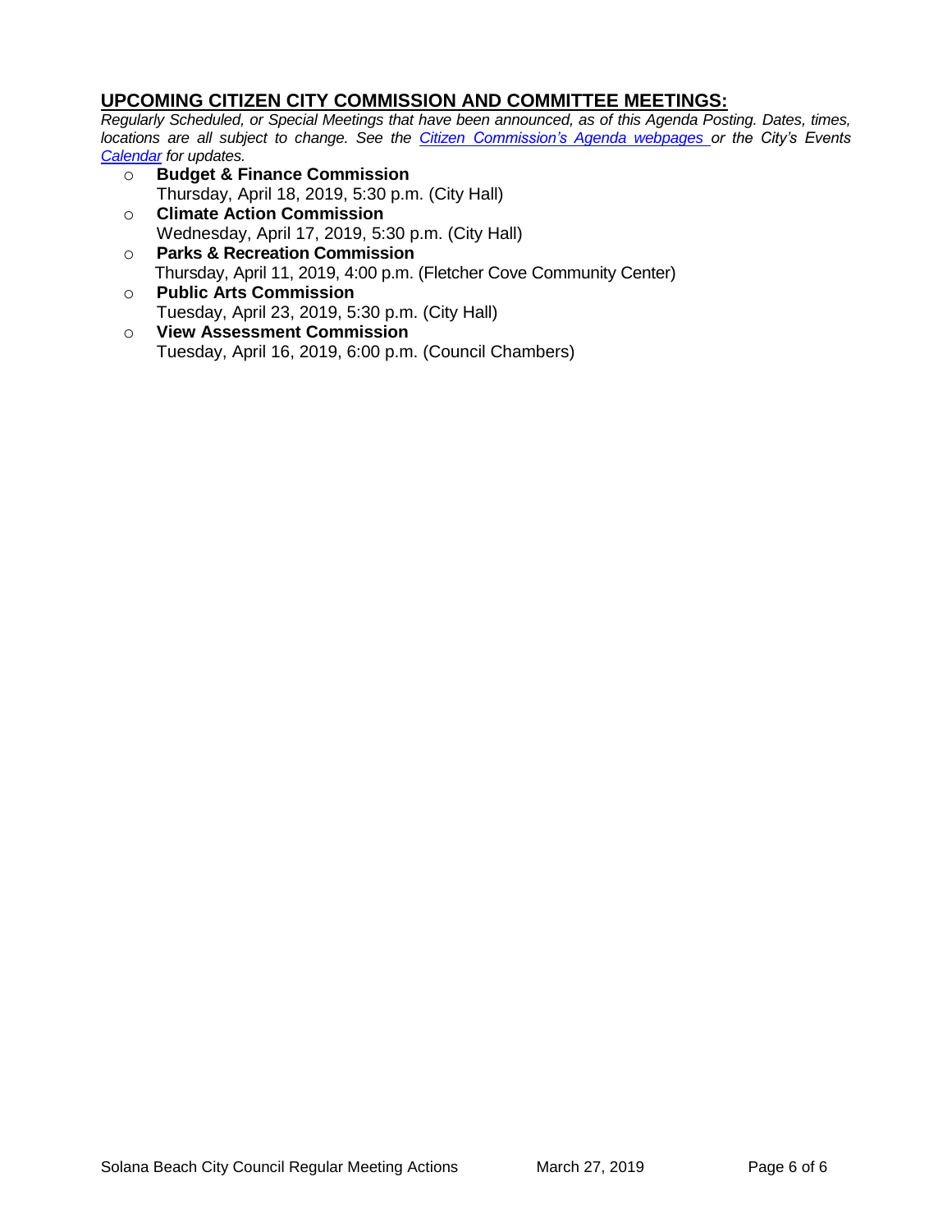## UPCOMING CITIZEN CITY COMMISSION AND COMMITTEE MEETINGS:

*Regularly Scheduled, or Special Meetings that have been announced, as of this Agenda Posting. Dates, times, locations are all subject to change. See the Citizen Commission's Agenda webpages or the City's Events Calendar for updates.*

- **Budget & Finance Commission**
  Thursday, April 18, 2019, 5:30 p.m. (City Hall)
- **Climate Action Commission**
  Wednesday, April 17, 2019, 5:30 p.m. (City Hall)
- **Parks & Recreation Commission**
  Thursday, April 11, 2019, 4:00 p.m. (Fletcher Cove Community Center)
- **Public Arts Commission**
  Tuesday, April 23, 2019, 5:30 p.m. (City Hall)
- **View Assessment Commission**
  Tuesday, April 16, 2019, 6:00 p.m. (Council Chambers)